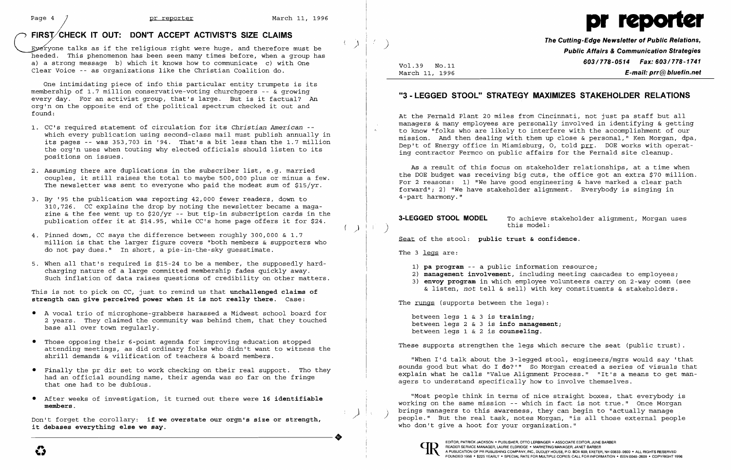# FIRST CHECK IT OUT: DON'T ACCEPT ACTIVIST'S SIZE CLAIMS

Everyone talks as if the religious right were huge, and therefore must be heeded. This phenomenon has been seen many times before, when a group has a) a strong message b) which it knows how to communicate c) with One Clear Voice -- as organizations like the Christian Coalition do.

One intimidating piece of info this particular entity trumpets is its membership of 1.7 million conservative-voting churchgoers -- & growing every day. For an activist group, that's large. But is it factual? An org'n on the opposite end of the political spectrum checked it out and found:

1. CC's required statement of circulation for its *Christian American* -- which every publication using second-class mail must publish annually in its pages -- was 353,703 in '94. That's a bit less than the 1.7 million the org'n uses when touting why elected officials should listen to its positions on issues.
2. Assuming there are duplications in the subscriber list, e.g. married couples, it still raises the total to maybe 500,000 plus or minus a few. The newsletter was sent to everyone who paid the modest sum of $15/yr.
3. By '95 the publication was reporting 42,000 fewer readers, down to 310,726. CC explains the drop by noting the newsletter became a magazine & the fee went up to $20/yr -- but tip-in subscription cards in the publication offer it at $14.95, while CC's home page offers it for $24.
4. Pinned down, CC says the difference between roughly 300,000 & 1.7 million is that the larger figure covers "both members & supporters who do not pay dues." In short, a pie-in-the-sky guesstimate.
5. When all that's required is $15-24 to be a member, the supposedly hard-charging nature of a large committed membership fades quickly away. Such inflation of data raises questions of credibility on other matters.

This is not to pick on CC, just to remind us that **unchallenged claims of strength can give perceived power when it is not really there.** Case:

- A vocal trio of microphone-grabbers harassed a Midwest school board for 2 years. They claimed the community was behind them, that they touched base all over town regularly.
- Those opposing their 6-point agenda for improving education stopped attending meetings, as did ordinary folks who didn't want to witness the shrill demands & vilification of teachers & board members.
- Finally the pr dir set to work checking on their real support. Tho they had an official sounding name, their agenda was so far on the fringe that one had to be dubious.
- After weeks of investigation, it turned out there were **16 identifiable members.**

Don't forget the corollary: **if we overstate our orgn's size or strength, it debases everything else we say.**

# pr reporter

**The Cutting-Edge Newsletter of Public Relations, Public Affairs & Communication Strategies**
**603/778-0514 Fax: 603/778-1741**
**E-mail: prr@bluefin.net**

Vol.39 No.11
March 11, 1996

## "3 - LEGGED STOOL" STRATEGY MAXIMIZES STAKEHOLDER RELATIONS

At the Fernald Plant 20 miles from Cincinnati, not just pa staff but all managers & many employees are personally involved in identifying & getting to know "folks who are likely to interfere with the accomplishment of our mission. And then dealing with them up close & personal," Ken Morgan, dpa, Dep't of Energy office in Miamisburg, O, told prr. DOE works with operating contractor Fermco on public affairs for the Fernald site cleanup.

As a result of this focus on stakeholder relationships, at a time when the DOE budget was receiving big cuts, the office got an extra $70 million. For 2 reasons: 1) "We have good engineering & have marked a clear path forward"; 2) "We have stakeholder alignment. Everybody is singing in 4-part harmony."

**3-LEGGED STOOL MODEL** To achieve stakeholder alignment, Morgan uses this model:

Seat of the stool: **public trust & confidence.**

The 3 legs are:

1) **pa program** -- a public information resource;
2) **management involvement**, including meeting cascades to employees;
3) **envoy program** in which employee volunteers carry on 2-way comn (see & listen, *not* tell & sell) with key constituents & stakeholders.

The rungs (supports between the legs):

between legs 1 & 3 is **training**;
between legs 2 & 3 is **info management**;
between legs 1 & 2 is **counseling.**

These supports strengthen the legs which secure the seat (public trust).

"When I'd talk about the 3-legged stool, engineers/mgrs would say 'that sounds good but what do I **do**?'" So Morgan created a series of visuals that explain what he calls "Value Alignment Process." "It's a means to get managers to understand specifically how to involve themselves.

"Most people think in terms of nice straight boxes, that everybody is working on the same mission -- which in fact is not true." Once Morgan brings managers to this awareness, they can begin to "actually manage people." But the real task, notes Morgan, "is all those external people who don't give a hoot for your organization."

EDITOR, PATRICK JACKSON • PUBLISHER, OTTO LERBINGER • ASSOCIATE EDITOR, JUNE BARBER
READER SERVICE MANAGER, LAURIE ELDRIDGE • MARKETING MANAGER, JANET BARBER
A PUBLICATION OF PR PUBLISHING COMPANY, INC., DUDLEY HOUSE, P.O. BOX 600, EXETER, NH 03833-0600 • ALL RIGHTS RESERVED
FOUNDED 1958 • $225 YEARLY • SPECIAL RATE FOR MULTIPLE COPIES: CALL FOR INFORMATION • ISSN 0048-2609 • COPYRIGHT 1996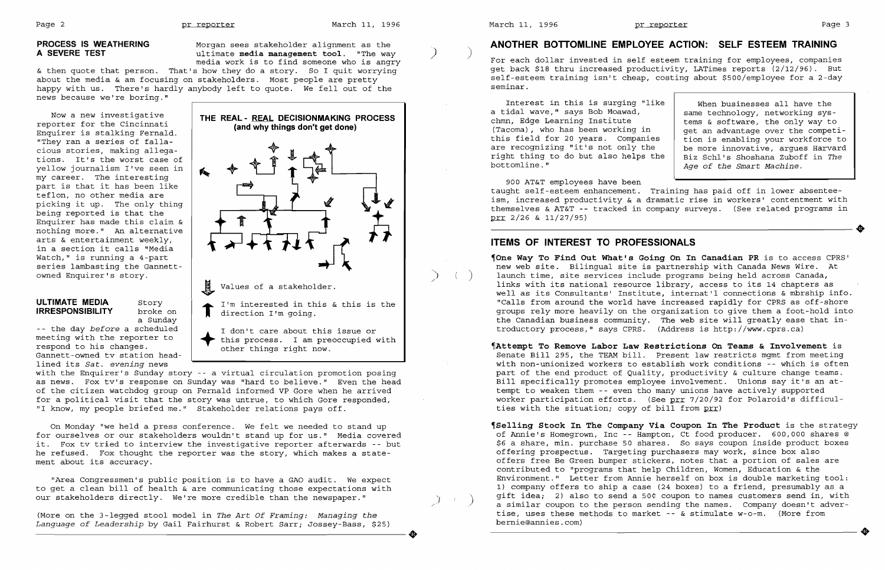## PROCESS IS WEATHERING A SEVERE TEST

Morgan sees stakeholder alignment as the ultimate **media management tool**. "The way media work is to find someone who is angry & then quote that person. That's how they do a story. So I quit worrying about the media & am focusing on stakeholders. Most people are pretty happy with us. There's hardly anybody left to quote. We fell out of the news because we're boring."

Now a new investigative reporter for the Cincinnati Enquirer is stalking Fernald. "They ran a series of fallacious stories, making allegations. It's the worst case of yellow journalism I've seen in my career. The interesting part is that it has been like teflon, no other media are picking it up. The only thing being reported is that the Enquirer has made this claim & nothing more." An alternative arts & entertainment weekly, in a section it calls "Media Watch," is running a 4-part series lambasting the Gannett-owned Enquirer's story.

**THE REAL - REAL DECISIONMAKING PROCESS (and why things don't get done)**

Values of a stakeholder.

I'm interested in this & this is the direction I'm going.

I don't care about this issue or this process. I am preoccupied with other things right now.

## ULTIMATE MEDIA IRRESPONSIBILITY

Story broke on a Sunday -- the day *before* a scheduled meeting with the reporter to respond to his changes. Gannett-owned tv station headlined its *Sat. evening* news with the Enquirer's Sunday story -- a virtual circulation promotion posing as news. Fox tv's response on Sunday was "hard to believe." Even the head of the citizen watchdog group on Fernald informed VP Gore when he arrived for a political visit that the story was untrue, to which Gore responded, "I know, my people briefed me." Stakeholder relations pays off.

On Monday "we held a press conference. We felt we needed to stand up for ourselves or our stakeholders wouldn't stand up for us." Media covered it. Fox tv tried to interview the investigative reporter afterwards -- but he refused. Fox thought the reporter was the story, which makes a statement about its accuracy.

"Area Congressmen's public position is to have a GAO audit. We expect to get a clean bill of health & are communicating those expectations with our stakeholders directly. We're more credible than the newspaper."

(More on the 3-legged stool model in *The Art Of Framing: Managing the Language of Leadership* by Gail Fairhurst & Robert Sarr; Jossey-Bass, $25)

## ANOTHER BOTTOMLINE EMPLOYEE ACTION: SELF ESTEEM TRAINING

For each dollar invested in self esteem training for employees, companies get back $18 thru increased productivity, LATimes reports (2/12/96). But self-esteem training isn't cheap, costing about $500/employee for a 2-day seminar.

Interest in this is surging "like a tidal wave," says Bob Moawad, chmn, Edge Learning Institute (Tacoma), who has been working in this field for 20 years. Companies are recognizing "it's not only the right thing to do but also helps the bottomline."

> When businesses all have the same technology, networking systems & software, the only way to get an advantage over the competition is enabling your workforce to be more innovative, argues Harvard Biz Schl's Shoshana Zuboff in *The Age of the Smart Machine*.

900 AT&T employees have been taught self-esteem enhancement. Training has paid off in lower absenteeism, increased productivity & a dramatic rise in workers' contentment with themselves & AT&T -- tracked in company surveys. (See related programs in prr 2/26 & 11/27/95)

## ITEMS OF INTEREST TO PROFESSIONALS

¶**One Way To Find Out What's Going On In Canadian PR** is to access CPRS' new web site. Bilingual site is partnership with Canada News Wire. At launch time, site services include programs being held across Canada, links with its national resource library, access to its 14 chapters as well as its Consultants' Institute, internat'l connections & mbrship info. "Calls from around the world have increased rapidly for CPRS as off-shore groups rely more heavily on the organization to give them a foot-hold into the Canadian business community. The web site will greatly ease that introductory process," says CPRS. (Address is http://www.cprs.ca)

¶**Attempt To Remove Labor Law Restrictions On Teams & Involvement** is Senate Bill 295, the TEAM bill. Present law restricts mgmt from meeting with non-unionized workers to establish work conditions -- which is often part of the end product of Quality, productivity & culture change teams. Bill specifically promotes employee involvement. Unions say it's an attempt to weaken them -- even tho many unions have actively supported worker participation efforts. (See prr 7/20/92 for Polaroid's difficulties with the situation; copy of bill from prr)

¶**Selling Stock In The Company Via Coupon In The Product** is the strategy of Annie's Homegrown, Inc -- Hampton, Ct food producer. 600,000 shares @ $6 a share, min. purchase 50 shares. So says coupon inside product boxes offering prospectus. Targeting purchasers may work, since box also offers free Be Green bumper stickers, notes that a portion of sales are contributed to "programs that help Children, Women, Education & the Environment." Letter from Annie herself on box is double marketing tool: 1) company offers to ship a case (24 boxes) to a friend, presumably as a gift idea; 2) also to send a 50¢ coupon to names customers send in, with a similar coupon to the person sending the names. Company doesn't advertise, uses these methods to market -- & stimulate w-o-m. (More from bernie@annies.com)